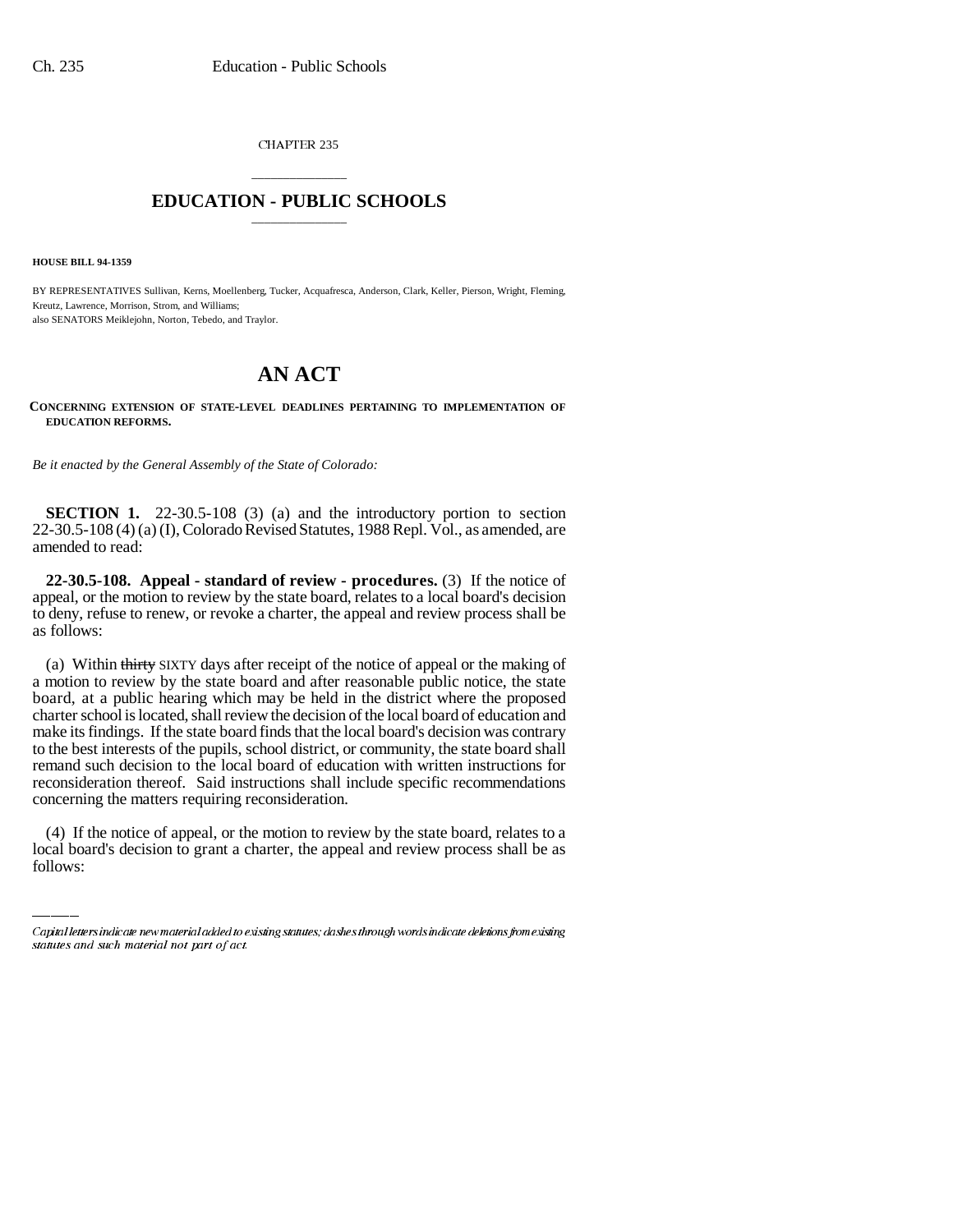CHAPTER 235

# EDUCATION - PUBLIC SCHOOLS

**HOUSE BILL 94-1359**

BY REPRESENTATIVES Sullivan, Kerns, Moellenberg, Tucker, Acquafresca, Anderson, Clark, Keller, Pierson, Wright, Fleming, Kreutz, Lawrence, Morrison, Strom, and Williams;
also SENATORS Meiklejohn, Norton, Tebedo, and Traylor.

# AN ACT

**CONCERNING EXTENSION OF STATE-LEVEL DEADLINES PERTAINING TO IMPLEMENTATION OF EDUCATION REFORMS.**

*Be it enacted by the General Assembly of the State of Colorado:*

**SECTION 1.** 22-30.5-108 (3) (a) and the introductory portion to section 22-30.5-108 (4) (a) (I), Colorado Revised Statutes, 1988 Repl. Vol., as amended, are amended to read:

**22-30.5-108. Appeal - standard of review - procedures.** (3) If the notice of appeal, or the motion to review by the state board, relates to a local board's decision to deny, refuse to renew, or revoke a charter, the appeal and review process shall be as follows:

(a) Within ~~thirty~~ SIXTY days after receipt of the notice of appeal or the making of a motion to review by the state board and after reasonable public notice, the state board, at a public hearing which may be held in the district where the proposed charter school is located, shall review the decision of the local board of education and make its findings. If the state board finds that the local board's decision was contrary to the best interests of the pupils, school district, or community, the state board shall remand such decision to the local board of education with written instructions for reconsideration thereof. Said instructions shall include specific recommendations concerning the matters requiring reconsideration.

(4) If the notice of appeal, or the motion to review by the state board, relates to a local board's decision to grant a charter, the appeal and review process shall be as follows:

Capital letters indicate new material added to existing statutes; dashes through words indicate deletions from existing statutes and such material not part of act.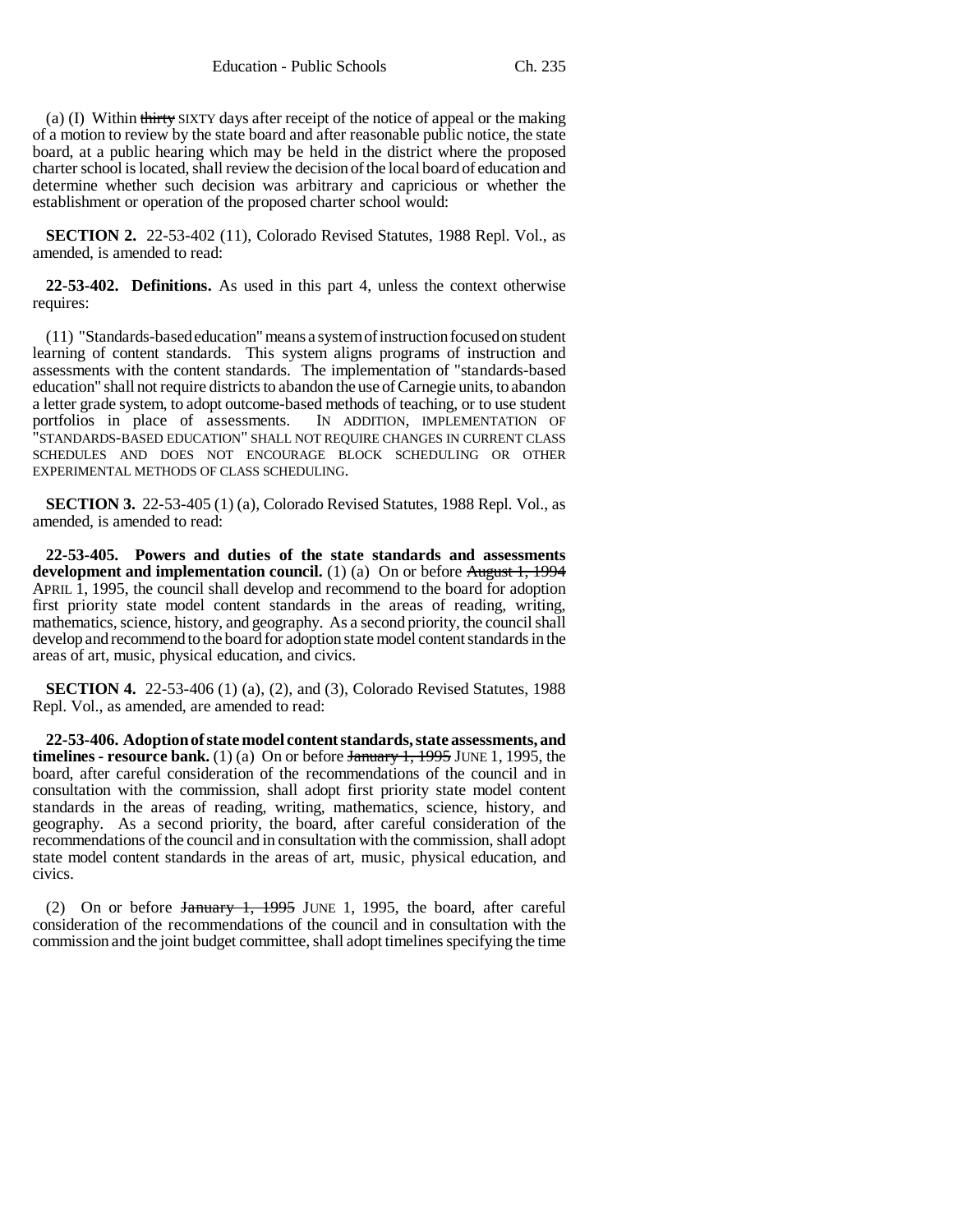(a) (I) Within ~~thirty~~ SIXTY days after receipt of the notice of appeal or the making of a motion to review by the state board and after reasonable public notice, the state board, at a public hearing which may be held in the district where the proposed charter school is located, shall review the decision of the local board of education and determine whether such decision was arbitrary and capricious or whether the establishment or operation of the proposed charter school would:

**SECTION 2.** 22-53-402 (11), Colorado Revised Statutes, 1988 Repl. Vol., as amended, is amended to read:

**22-53-402. Definitions.** As used in this part 4, unless the context otherwise requires:

(11) "Standards-based education" means a system of instruction focused on student learning of content standards. This system aligns programs of instruction and assessments with the content standards. The implementation of "standards-based education" shall not require districts to abandon the use of Carnegie units, to abandon a letter grade system, to adopt outcome-based methods of teaching, or to use student portfolios in place of assessments. IN ADDITION, IMPLEMENTATION OF "STANDARDS-BASED EDUCATION" SHALL NOT REQUIRE CHANGES IN CURRENT CLASS SCHEDULES AND DOES NOT ENCOURAGE BLOCK SCHEDULING OR OTHER EXPERIMENTAL METHODS OF CLASS SCHEDULING.

**SECTION 3.** 22-53-405 (1) (a), Colorado Revised Statutes, 1988 Repl. Vol., as amended, is amended to read:

**22-53-405. Powers and duties of the state standards and assessments development and implementation council.** (1) (a) On or before ~~August 1, 1994~~ APRIL 1, 1995, the council shall develop and recommend to the board for adoption first priority state model content standards in the areas of reading, writing, mathematics, science, history, and geography. As a second priority, the council shall develop and recommend to the board for adoption state model content standards in the areas of art, music, physical education, and civics.

**SECTION 4.** 22-53-406 (1) (a), (2), and (3), Colorado Revised Statutes, 1988 Repl. Vol., as amended, are amended to read:

**22-53-406. Adoption of state model content standards, state assessments, and timelines - resource bank.** (1) (a) On or before ~~January 1, 1995~~ JUNE 1, 1995, the board, after careful consideration of the recommendations of the council and in consultation with the commission, shall adopt first priority state model content standards in the areas of reading, writing, mathematics, science, history, and geography. As a second priority, the board, after careful consideration of the recommendations of the council and in consultation with the commission, shall adopt state model content standards in the areas of art, music, physical education, and civics.

(2) On or before ~~January 1, 1995~~ JUNE 1, 1995, the board, after careful consideration of the recommendations of the council and in consultation with the commission and the joint budget committee, shall adopt timelines specifying the time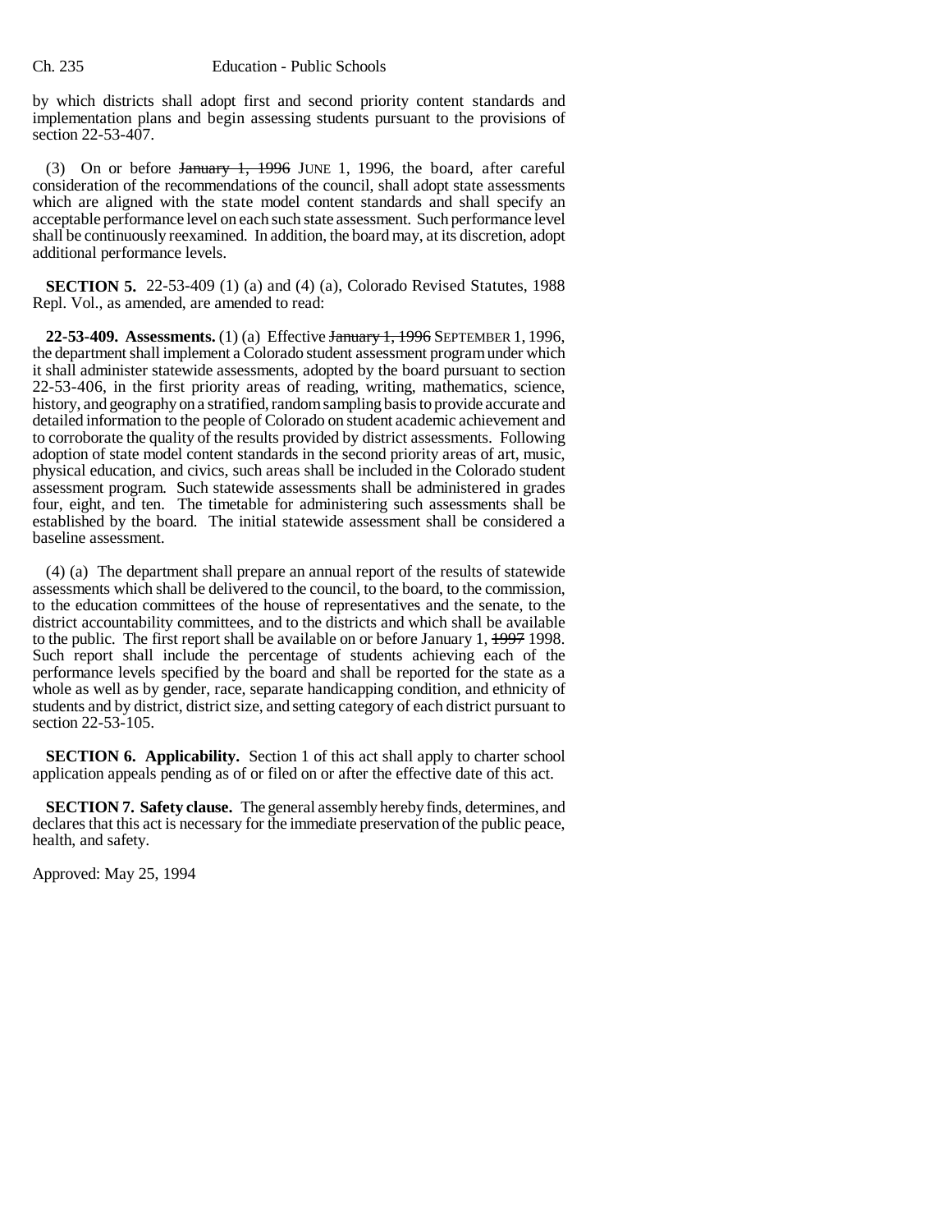by which districts shall adopt first and second priority content standards and implementation plans and begin assessing students pursuant to the provisions of section 22-53-407.

(3) On or before ~~January 1, 1996~~ JUNE 1, 1996, the board, after careful consideration of the recommendations of the council, shall adopt state assessments which are aligned with the state model content standards and shall specify an acceptable performance level on each such state assessment. Such performance level shall be continuously reexamined. In addition, the board may, at its discretion, adopt additional performance levels.

**SECTION 5.** 22-53-409 (1) (a) and (4) (a), Colorado Revised Statutes, 1988 Repl. Vol., as amended, are amended to read:

**22-53-409. Assessments.** (1) (a) Effective ~~January 1, 1996~~ SEPTEMBER 1, 1996, the department shall implement a Colorado student assessment program under which it shall administer statewide assessments, adopted by the board pursuant to section 22-53-406, in the first priority areas of reading, writing, mathematics, science, history, and geography on a stratified, random sampling basis to provide accurate and detailed information to the people of Colorado on student academic achievement and to corroborate the quality of the results provided by district assessments. Following adoption of state model content standards in the second priority areas of art, music, physical education, and civics, such areas shall be included in the Colorado student assessment program. Such statewide assessments shall be administered in grades four, eight, and ten. The timetable for administering such assessments shall be established by the board. The initial statewide assessment shall be considered a baseline assessment.

(4) (a) The department shall prepare an annual report of the results of statewide assessments which shall be delivered to the council, to the board, to the commission, to the education committees of the house of representatives and the senate, to the district accountability committees, and to the districts and which shall be available to the public. The first report shall be available on or before January 1, ~~1997~~ 1998. Such report shall include the percentage of students achieving each of the performance levels specified by the board and shall be reported for the state as a whole as well as by gender, race, separate handicapping condition, and ethnicity of students and by district, district size, and setting category of each district pursuant to section 22-53-105.

**SECTION 6. Applicability.** Section 1 of this act shall apply to charter school application appeals pending as of or filed on or after the effective date of this act.

**SECTION 7. Safety clause.** The general assembly hereby finds, determines, and declares that this act is necessary for the immediate preservation of the public peace, health, and safety.

Approved: May 25, 1994